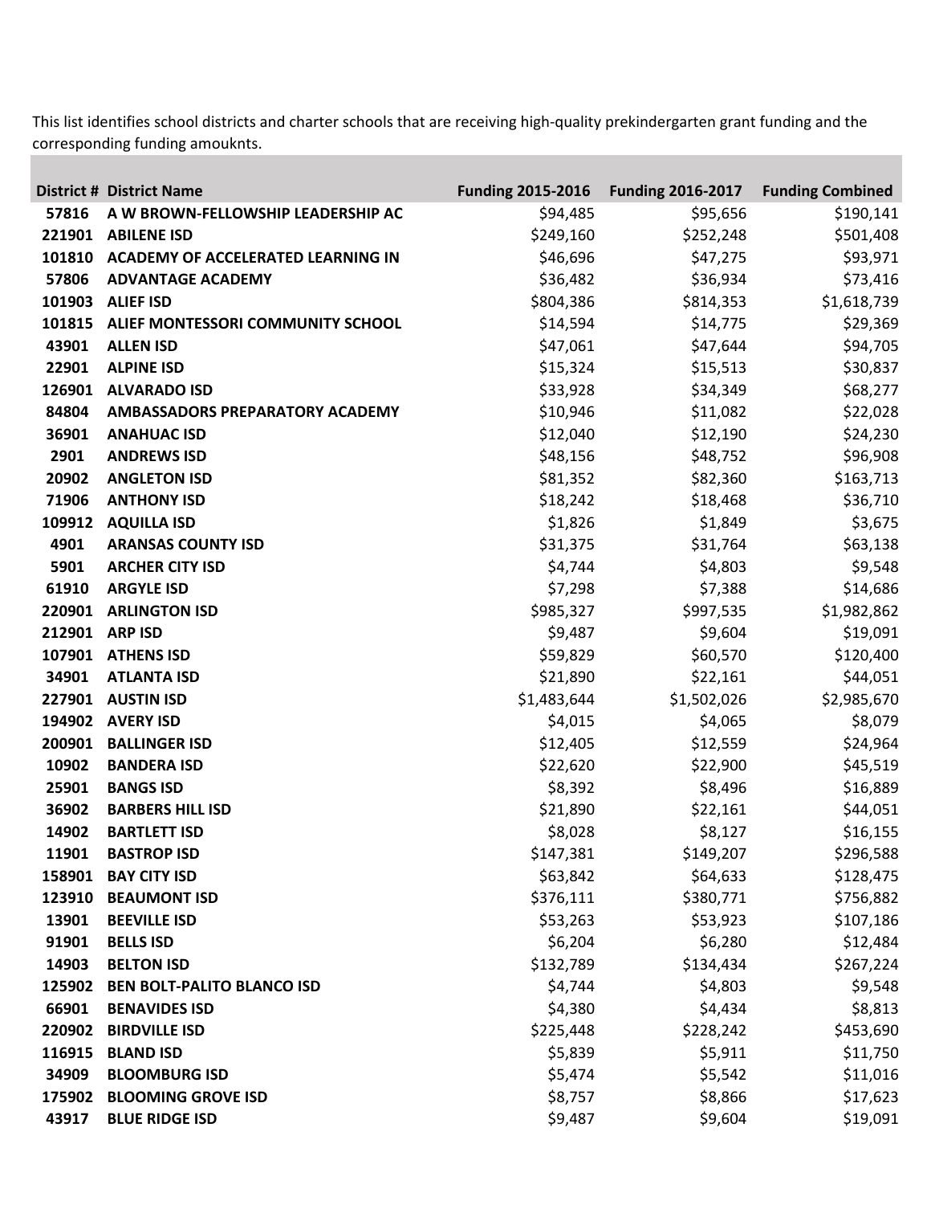This list identifies school districts and charter schools that are receiving high-quality prekindergarten grant funding and the corresponding funding amouknts.

| District # | District Name | Funding 2015-2016 | Funding 2016-2017 | Funding Combined |
|---|---|---|---|---|
| 57816 | A W BROWN-FELLOWSHIP LEADERSHIP AC | $94,485 | $95,656 | $190,141 |
| 221901 | ABILENE ISD | $249,160 | $252,248 | $501,408 |
| 101810 | ACADEMY OF ACCELERATED LEARNING IN | $46,696 | $47,275 | $93,971 |
| 57806 | ADVANTAGE ACADEMY | $36,482 | $36,934 | $73,416 |
| 101903 | ALIEF ISD | $804,386 | $814,353 | $1,618,739 |
| 101815 | ALIEF MONTESSORI COMMUNITY SCHOOL | $14,594 | $14,775 | $29,369 |
| 43901 | ALLEN ISD | $47,061 | $47,644 | $94,705 |
| 22901 | ALPINE ISD | $15,324 | $15,513 | $30,837 |
| 126901 | ALVARADO ISD | $33,928 | $34,349 | $68,277 |
| 84804 | AMBASSADORS PREPARATORY ACADEMY | $10,946 | $11,082 | $22,028 |
| 36901 | ANAHUAC ISD | $12,040 | $12,190 | $24,230 |
| 2901 | ANDREWS ISD | $48,156 | $48,752 | $96,908 |
| 20902 | ANGLETON ISD | $81,352 | $82,360 | $163,713 |
| 71906 | ANTHONY ISD | $18,242 | $18,468 | $36,710 |
| 109912 | AQUILLA ISD | $1,826 | $1,849 | $3,675 |
| 4901 | ARANSAS COUNTY ISD | $31,375 | $31,764 | $63,138 |
| 5901 | ARCHER CITY ISD | $4,744 | $4,803 | $9,548 |
| 61910 | ARGYLE ISD | $7,298 | $7,388 | $14,686 |
| 220901 | ARLINGTON ISD | $985,327 | $997,535 | $1,982,862 |
| 212901 | ARP ISD | $9,487 | $9,604 | $19,091 |
| 107901 | ATHENS ISD | $59,829 | $60,570 | $120,400 |
| 34901 | ATLANTA ISD | $21,890 | $22,161 | $44,051 |
| 227901 | AUSTIN ISD | $1,483,644 | $1,502,026 | $2,985,670 |
| 194902 | AVERY ISD | $4,015 | $4,065 | $8,079 |
| 200901 | BALLINGER ISD | $12,405 | $12,559 | $24,964 |
| 10902 | BANDERA ISD | $22,620 | $22,900 | $45,519 |
| 25901 | BANGS ISD | $8,392 | $8,496 | $16,889 |
| 36902 | BARBERS HILL ISD | $21,890 | $22,161 | $44,051 |
| 14902 | BARTLETT ISD | $8,028 | $8,127 | $16,155 |
| 11901 | BASTROP ISD | $147,381 | $149,207 | $296,588 |
| 158901 | BAY CITY ISD | $63,842 | $64,633 | $128,475 |
| 123910 | BEAUMONT ISD | $376,111 | $380,771 | $756,882 |
| 13901 | BEEVILLE ISD | $53,263 | $53,923 | $107,186 |
| 91901 | BELLS ISD | $6,204 | $6,280 | $12,484 |
| 14903 | BELTON ISD | $132,789 | $134,434 | $267,224 |
| 125902 | BEN BOLT-PALITO BLANCO ISD | $4,744 | $4,803 | $9,548 |
| 66901 | BENAVIDES ISD | $4,380 | $4,434 | $8,813 |
| 220902 | BIRDVILLE ISD | $225,448 | $228,242 | $453,690 |
| 116915 | BLAND ISD | $5,839 | $5,911 | $11,750 |
| 34909 | BLOOMBURG ISD | $5,474 | $5,542 | $11,016 |
| 175902 | BLOOMING GROVE ISD | $8,757 | $8,866 | $17,623 |
| 43917 | BLUE RIDGE ISD | $9,487 | $9,604 | $19,091 |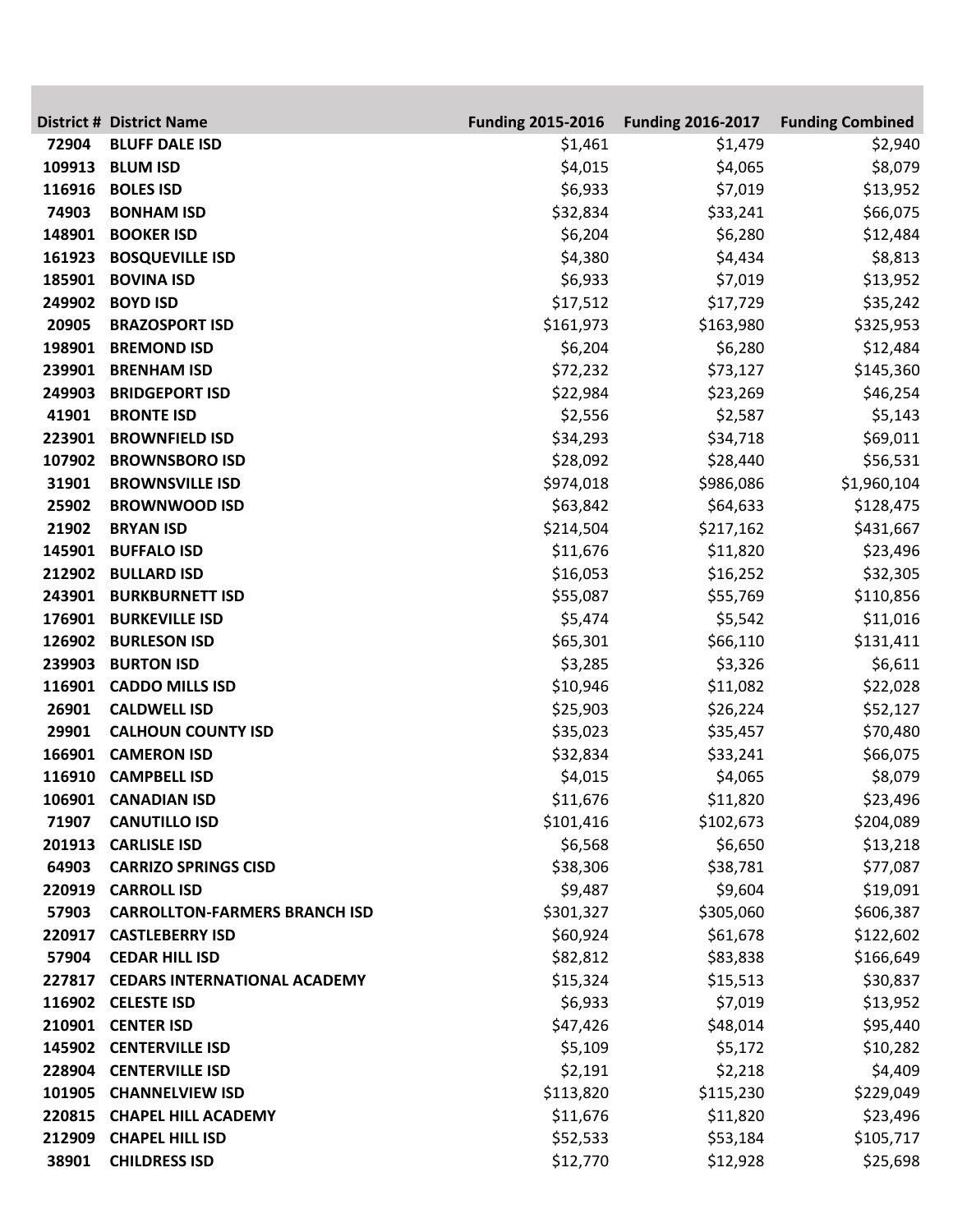| District # | District Name | Funding 2015-2016 | Funding 2016-2017 | Funding Combined |
|---|---|---|---|---|
| 72904 | BLUFF DALE ISD | $1,461 | $1,479 | $2,940 |
| 109913 | BLUM ISD | $4,015 | $4,065 | $8,079 |
| 116916 | BOLES ISD | $6,933 | $7,019 | $13,952 |
| 74903 | BONHAM ISD | $32,834 | $33,241 | $66,075 |
| 148901 | BOOKER ISD | $6,204 | $6,280 | $12,484 |
| 161923 | BOSQUEVILLE ISD | $4,380 | $4,434 | $8,813 |
| 185901 | BOVINA ISD | $6,933 | $7,019 | $13,952 |
| 249902 | BOYD ISD | $17,512 | $17,729 | $35,242 |
| 20905 | BRAZOSPORT ISD | $161,973 | $163,980 | $325,953 |
| 198901 | BREMOND ISD | $6,204 | $6,280 | $12,484 |
| 239901 | BRENHAM ISD | $72,232 | $73,127 | $145,360 |
| 249903 | BRIDGEPORT ISD | $22,984 | $23,269 | $46,254 |
| 41901 | BRONTE ISD | $2,556 | $2,587 | $5,143 |
| 223901 | BROWNFIELD ISD | $34,293 | $34,718 | $69,011 |
| 107902 | BROWNSBORO ISD | $28,092 | $28,440 | $56,531 |
| 31901 | BROWNSVILLE ISD | $974,018 | $986,086 | $1,960,104 |
| 25902 | BROWNWOOD ISD | $63,842 | $64,633 | $128,475 |
| 21902 | BRYAN ISD | $214,504 | $217,162 | $431,667 |
| 145901 | BUFFALO ISD | $11,676 | $11,820 | $23,496 |
| 212902 | BULLARD ISD | $16,053 | $16,252 | $32,305 |
| 243901 | BURKBURNETT ISD | $55,087 | $55,769 | $110,856 |
| 176901 | BURKEVILLE ISD | $5,474 | $5,542 | $11,016 |
| 126902 | BURLESON ISD | $65,301 | $66,110 | $131,411 |
| 239903 | BURTON ISD | $3,285 | $3,326 | $6,611 |
| 116901 | CADDO MILLS ISD | $10,946 | $11,082 | $22,028 |
| 26901 | CALDWELL ISD | $25,903 | $26,224 | $52,127 |
| 29901 | CALHOUN COUNTY ISD | $35,023 | $35,457 | $70,480 |
| 166901 | CAMERON ISD | $32,834 | $33,241 | $66,075 |
| 116910 | CAMPBELL ISD | $4,015 | $4,065 | $8,079 |
| 106901 | CANADIAN ISD | $11,676 | $11,820 | $23,496 |
| 71907 | CANUTILLO ISD | $101,416 | $102,673 | $204,089 |
| 201913 | CARLISLE ISD | $6,568 | $6,650 | $13,218 |
| 64903 | CARRIZO SPRINGS CISD | $38,306 | $38,781 | $77,087 |
| 220919 | CARROLL ISD | $9,487 | $9,604 | $19,091 |
| 57903 | CARROLLTON-FARMERS BRANCH ISD | $301,327 | $305,060 | $606,387 |
| 220917 | CASTLEBERRY ISD | $60,924 | $61,678 | $122,602 |
| 57904 | CEDAR HILL ISD | $82,812 | $83,838 | $166,649 |
| 227817 | CEDARS INTERNATIONAL ACADEMY | $15,324 | $15,513 | $30,837 |
| 116902 | CELESTE ISD | $6,933 | $7,019 | $13,952 |
| 210901 | CENTER ISD | $47,426 | $48,014 | $95,440 |
| 145902 | CENTERVILLE ISD | $5,109 | $5,172 | $10,282 |
| 228904 | CENTERVILLE ISD | $2,191 | $2,218 | $4,409 |
| 101905 | CHANNELVIEW ISD | $113,820 | $115,230 | $229,049 |
| 220815 | CHAPEL HILL ACADEMY | $11,676 | $11,820 | $23,496 |
| 212909 | CHAPEL HILL ISD | $52,533 | $53,184 | $105,717 |
| 38901 | CHILDRESS ISD | $12,770 | $12,928 | $25,698 |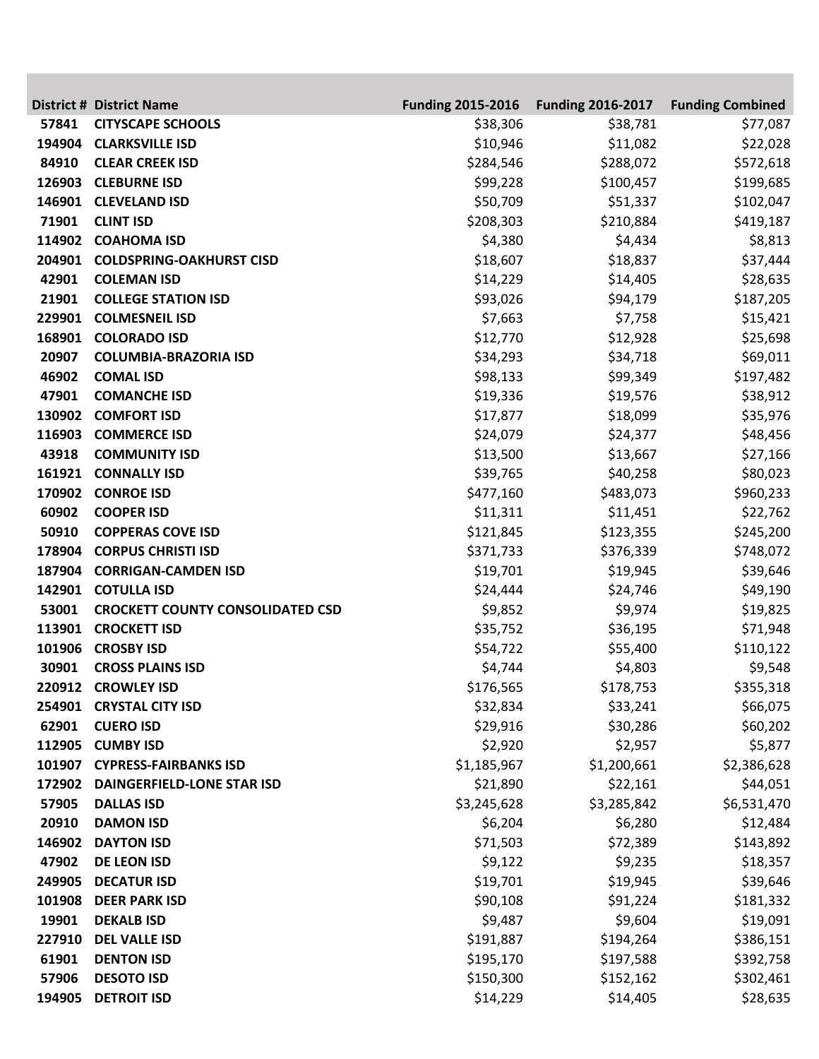| District # | District Name | Funding 2015-2016 | Funding 2016-2017 | Funding Combined |
|---|---|---|---|---|
| 57841 | CITYSCAPE SCHOOLS | $38,306 | $38,781 | $77,087 |
| 194904 | CLARKSVILLE ISD | $10,946 | $11,082 | $22,028 |
| 84910 | CLEAR CREEK ISD | $284,546 | $288,072 | $572,618 |
| 126903 | CLEBURNE ISD | $99,228 | $100,457 | $199,685 |
| 146901 | CLEVELAND ISD | $50,709 | $51,337 | $102,047 |
| 71901 | CLINT ISD | $208,303 | $210,884 | $419,187 |
| 114902 | COAHOMA ISD | $4,380 | $4,434 | $8,813 |
| 204901 | COLDSPRING-OAKHURST CISD | $18,607 | $18,837 | $37,444 |
| 42901 | COLEMAN ISD | $14,229 | $14,405 | $28,635 |
| 21901 | COLLEGE STATION ISD | $93,026 | $94,179 | $187,205 |
| 229901 | COLMESNEIL ISD | $7,663 | $7,758 | $15,421 |
| 168901 | COLORADO ISD | $12,770 | $12,928 | $25,698 |
| 20907 | COLUMBIA-BRAZORIA ISD | $34,293 | $34,718 | $69,011 |
| 46902 | COMAL ISD | $98,133 | $99,349 | $197,482 |
| 47901 | COMANCHE ISD | $19,336 | $19,576 | $38,912 |
| 130902 | COMFORT ISD | $17,877 | $18,099 | $35,976 |
| 116903 | COMMERCE ISD | $24,079 | $24,377 | $48,456 |
| 43918 | COMMUNITY ISD | $13,500 | $13,667 | $27,166 |
| 161921 | CONNALLY ISD | $39,765 | $40,258 | $80,023 |
| 170902 | CONROE ISD | $477,160 | $483,073 | $960,233 |
| 60902 | COOPER ISD | $11,311 | $11,451 | $22,762 |
| 50910 | COPPERAS COVE ISD | $121,845 | $123,355 | $245,200 |
| 178904 | CORPUS CHRISTI ISD | $371,733 | $376,339 | $748,072 |
| 187904 | CORRIGAN-CAMDEN ISD | $19,701 | $19,945 | $39,646 |
| 142901 | COTULLA ISD | $24,444 | $24,746 | $49,190 |
| 53001 | CROCKETT COUNTY CONSOLIDATED CSD | $9,852 | $9,974 | $19,825 |
| 113901 | CROCKETT ISD | $35,752 | $36,195 | $71,948 |
| 101906 | CROSBY ISD | $54,722 | $55,400 | $110,122 |
| 30901 | CROSS PLAINS ISD | $4,744 | $4,803 | $9,548 |
| 220912 | CROWLEY ISD | $176,565 | $178,753 | $355,318 |
| 254901 | CRYSTAL CITY ISD | $32,834 | $33,241 | $66,075 |
| 62901 | CUERO ISD | $29,916 | $30,286 | $60,202 |
| 112905 | CUMBY ISD | $2,920 | $2,957 | $5,877 |
| 101907 | CYPRESS-FAIRBANKS ISD | $1,185,967 | $1,200,661 | $2,386,628 |
| 172902 | DAINGERFIELD-LONE STAR ISD | $21,890 | $22,161 | $44,051 |
| 57905 | DALLAS ISD | $3,245,628 | $3,285,842 | $6,531,470 |
| 20910 | DAMON ISD | $6,204 | $6,280 | $12,484 |
| 146902 | DAYTON ISD | $71,503 | $72,389 | $143,892 |
| 47902 | DE LEON ISD | $9,122 | $9,235 | $18,357 |
| 249905 | DECATUR ISD | $19,701 | $19,945 | $39,646 |
| 101908 | DEER PARK ISD | $90,108 | $91,224 | $181,332 |
| 19901 | DEKALB ISD | $9,487 | $9,604 | $19,091 |
| 227910 | DEL VALLE ISD | $191,887 | $194,264 | $386,151 |
| 61901 | DENTON ISD | $195,170 | $197,588 | $392,758 |
| 57906 | DESOTO ISD | $150,300 | $152,162 | $302,461 |
| 194905 | DETROIT ISD | $14,229 | $14,405 | $28,635 |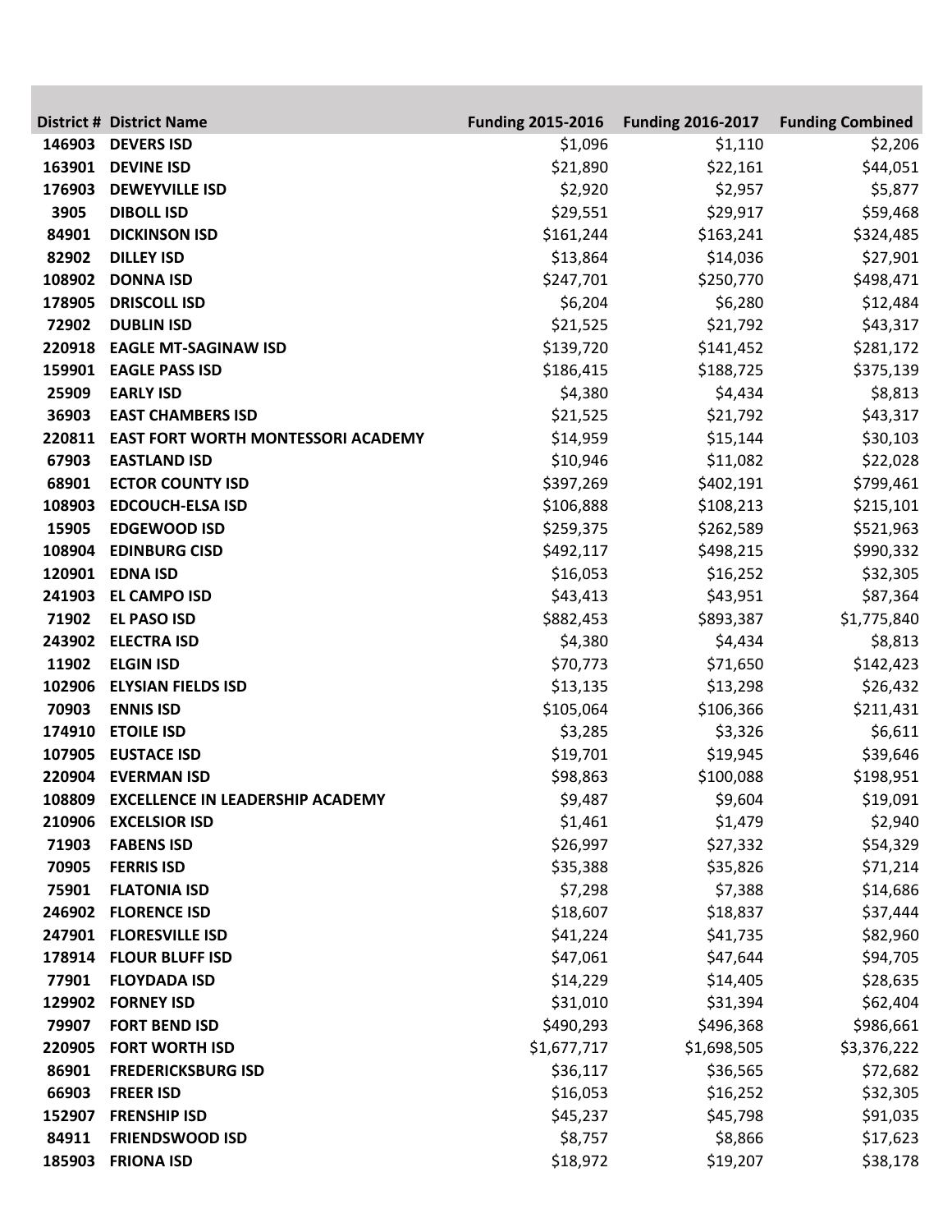| District # | District Name | Funding 2015-2016 | Funding 2016-2017 | Funding Combined |
|---|---|---|---|---|
| 146903 | DEVERS ISD | $1,096 | $1,110 | $2,206 |
| 163901 | DEVINE ISD | $21,890 | $22,161 | $44,051 |
| 176903 | DEWEYVILLE ISD | $2,920 | $2,957 | $5,877 |
| 3905 | DIBOLL ISD | $29,551 | $29,917 | $59,468 |
| 84901 | DICKINSON ISD | $161,244 | $163,241 | $324,485 |
| 82902 | DILLEY ISD | $13,864 | $14,036 | $27,901 |
| 108902 | DONNA ISD | $247,701 | $250,770 | $498,471 |
| 178905 | DRISCOLL ISD | $6,204 | $6,280 | $12,484 |
| 72902 | DUBLIN ISD | $21,525 | $21,792 | $43,317 |
| 220918 | EAGLE MT-SAGINAW ISD | $139,720 | $141,452 | $281,172 |
| 159901 | EAGLE PASS ISD | $186,415 | $188,725 | $375,139 |
| 25909 | EARLY ISD | $4,380 | $4,434 | $8,813 |
| 36903 | EAST CHAMBERS ISD | $21,525 | $21,792 | $43,317 |
| 220811 | EAST FORT WORTH MONTESSORI ACADEMY | $14,959 | $15,144 | $30,103 |
| 67903 | EASTLAND ISD | $10,946 | $11,082 | $22,028 |
| 68901 | ECTOR COUNTY ISD | $397,269 | $402,191 | $799,461 |
| 108903 | EDCOUCH-ELSA ISD | $106,888 | $108,213 | $215,101 |
| 15905 | EDGEWOOD ISD | $259,375 | $262,589 | $521,963 |
| 108904 | EDINBURG CISD | $492,117 | $498,215 | $990,332 |
| 120901 | EDNA ISD | $16,053 | $16,252 | $32,305 |
| 241903 | EL CAMPO ISD | $43,413 | $43,951 | $87,364 |
| 71902 | EL PASO ISD | $882,453 | $893,387 | $1,775,840 |
| 243902 | ELECTRA ISD | $4,380 | $4,434 | $8,813 |
| 11902 | ELGIN ISD | $70,773 | $71,650 | $142,423 |
| 102906 | ELYSIAN FIELDS ISD | $13,135 | $13,298 | $26,432 |
| 70903 | ENNIS ISD | $105,064 | $106,366 | $211,431 |
| 174910 | ETOILE ISD | $3,285 | $3,326 | $6,611 |
| 107905 | EUSTACE ISD | $19,701 | $19,945 | $39,646 |
| 220904 | EVERMAN ISD | $98,863 | $100,088 | $198,951 |
| 108809 | EXCELLENCE IN LEADERSHIP ACADEMY | $9,487 | $9,604 | $19,091 |
| 210906 | EXCELSIOR ISD | $1,461 | $1,479 | $2,940 |
| 71903 | FABENS ISD | $26,997 | $27,332 | $54,329 |
| 70905 | FERRIS ISD | $35,388 | $35,826 | $71,214 |
| 75901 | FLATONIA ISD | $7,298 | $7,388 | $14,686 |
| 246902 | FLORENCE ISD | $18,607 | $18,837 | $37,444 |
| 247901 | FLORESVILLE ISD | $41,224 | $41,735 | $82,960 |
| 178914 | FLOUR BLUFF ISD | $47,061 | $47,644 | $94,705 |
| 77901 | FLOYDADA ISD | $14,229 | $14,405 | $28,635 |
| 129902 | FORNEY ISD | $31,010 | $31,394 | $62,404 |
| 79907 | FORT BEND ISD | $490,293 | $496,368 | $986,661 |
| 220905 | FORT WORTH ISD | $1,677,717 | $1,698,505 | $3,376,222 |
| 86901 | FREDERICKSBURG ISD | $36,117 | $36,565 | $72,682 |
| 66903 | FREER ISD | $16,053 | $16,252 | $32,305 |
| 152907 | FRENSHIP ISD | $45,237 | $45,798 | $91,035 |
| 84911 | FRIENDSWOOD ISD | $8,757 | $8,866 | $17,623 |
| 185903 | FRIONA ISD | $18,972 | $19,207 | $38,178 |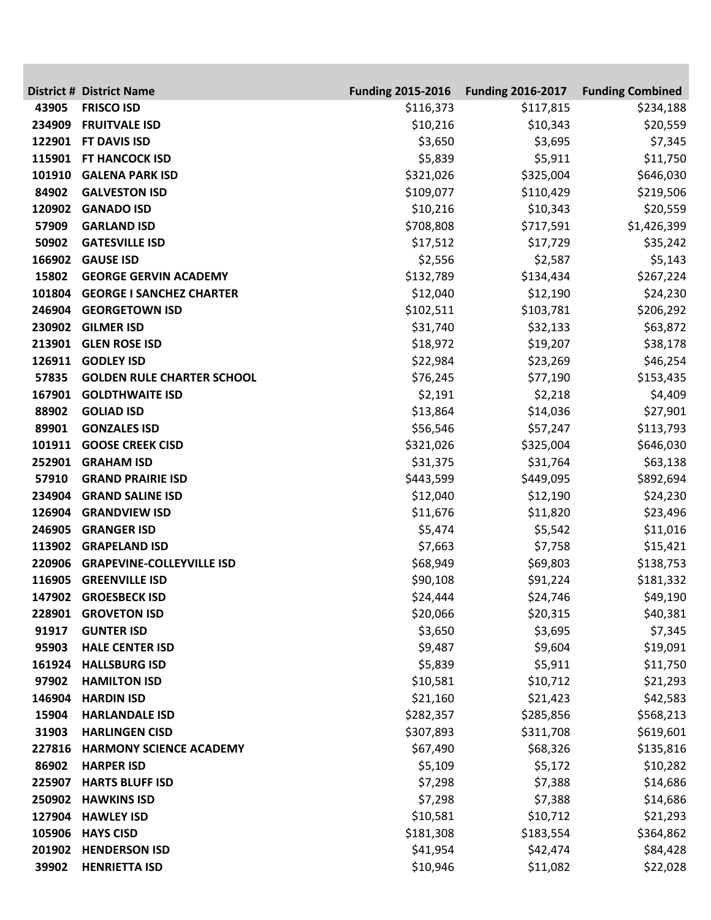| District # | District Name | Funding 2015-2016 | Funding 2016-2017 | Funding Combined |
|---|---|---|---|---|
| 43905 | FRISCO ISD | $116,373 | $117,815 | $234,188 |
| 234909 | FRUITVALE ISD | $10,216 | $10,343 | $20,559 |
| 122901 | FT DAVIS ISD | $3,650 | $3,695 | $7,345 |
| 115901 | FT HANCOCK ISD | $5,839 | $5,911 | $11,750 |
| 101910 | GALENA PARK ISD | $321,026 | $325,004 | $646,030 |
| 84902 | GALVESTON ISD | $109,077 | $110,429 | $219,506 |
| 120902 | GANADO ISD | $10,216 | $10,343 | $20,559 |
| 57909 | GARLAND ISD | $708,808 | $717,591 | $1,426,399 |
| 50902 | GATESVILLE ISD | $17,512 | $17,729 | $35,242 |
| 166902 | GAUSE ISD | $2,556 | $2,587 | $5,143 |
| 15802 | GEORGE GERVIN ACADEMY | $132,789 | $134,434 | $267,224 |
| 101804 | GEORGE I SANCHEZ CHARTER | $12,040 | $12,190 | $24,230 |
| 246904 | GEORGETOWN ISD | $102,511 | $103,781 | $206,292 |
| 230902 | GILMER ISD | $31,740 | $32,133 | $63,872 |
| 213901 | GLEN ROSE ISD | $18,972 | $19,207 | $38,178 |
| 126911 | GODLEY ISD | $22,984 | $23,269 | $46,254 |
| 57835 | GOLDEN RULE CHARTER SCHOOL | $76,245 | $77,190 | $153,435 |
| 167901 | GOLDTHWAITE ISD | $2,191 | $2,218 | $4,409 |
| 88902 | GOLIAD ISD | $13,864 | $14,036 | $27,901 |
| 89901 | GONZALES ISD | $56,546 | $57,247 | $113,793 |
| 101911 | GOOSE CREEK CISD | $321,026 | $325,004 | $646,030 |
| 252901 | GRAHAM ISD | $31,375 | $31,764 | $63,138 |
| 57910 | GRAND PRAIRIE ISD | $443,599 | $449,095 | $892,694 |
| 234904 | GRAND SALINE ISD | $12,040 | $12,190 | $24,230 |
| 126904 | GRANDVIEW ISD | $11,676 | $11,820 | $23,496 |
| 246905 | GRANGER ISD | $5,474 | $5,542 | $11,016 |
| 113902 | GRAPELAND ISD | $7,663 | $7,758 | $15,421 |
| 220906 | GRAPEVINE-COLLEYVILLE ISD | $68,949 | $69,803 | $138,753 |
| 116905 | GREENVILLE ISD | $90,108 | $91,224 | $181,332 |
| 147902 | GROESBECK ISD | $24,444 | $24,746 | $49,190 |
| 228901 | GROVETON ISD | $20,066 | $20,315 | $40,381 |
| 91917 | GUNTER ISD | $3,650 | $3,695 | $7,345 |
| 95903 | HALE CENTER ISD | $9,487 | $9,604 | $19,091 |
| 161924 | HALLSBURG ISD | $5,839 | $5,911 | $11,750 |
| 97902 | HAMILTON ISD | $10,581 | $10,712 | $21,293 |
| 146904 | HARDIN ISD | $21,160 | $21,423 | $42,583 |
| 15904 | HARLANDALE ISD | $282,357 | $285,856 | $568,213 |
| 31903 | HARLINGEN CISD | $307,893 | $311,708 | $619,601 |
| 227816 | HARMONY SCIENCE ACADEMY | $67,490 | $68,326 | $135,816 |
| 86902 | HARPER ISD | $5,109 | $5,172 | $10,282 |
| 225907 | HARTS BLUFF ISD | $7,298 | $7,388 | $14,686 |
| 250902 | HAWKINS ISD | $7,298 | $7,388 | $14,686 |
| 127904 | HAWLEY ISD | $10,581 | $10,712 | $21,293 |
| 105906 | HAYS CISD | $181,308 | $183,554 | $364,862 |
| 201902 | HENDERSON ISD | $41,954 | $42,474 | $84,428 |
| 39902 | HENRIETTA ISD | $10,946 | $11,082 | $22,028 |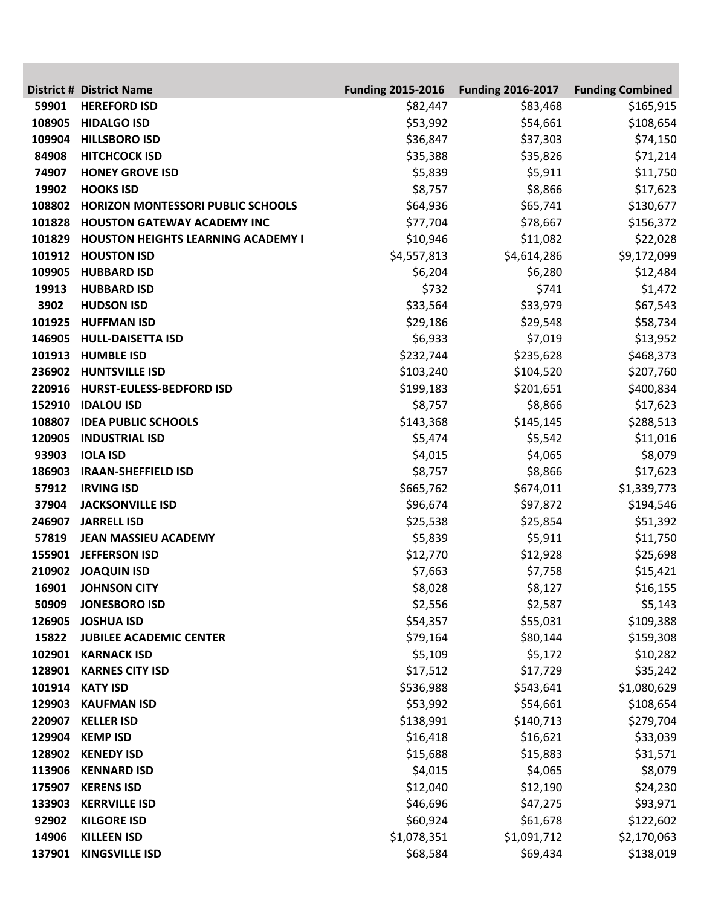| District # | District Name | Funding 2015-2016 | Funding 2016-2017 | Funding Combined |
|---|---|---|---|---|
| 59901 | HEREFORD ISD | $82,447 | $83,468 | $165,915 |
| 108905 | HIDALGO ISD | $53,992 | $54,661 | $108,654 |
| 109904 | HILLSBORO ISD | $36,847 | $37,303 | $74,150 |
| 84908 | HITCHCOCK ISD | $35,388 | $35,826 | $71,214 |
| 74907 | HONEY GROVE ISD | $5,839 | $5,911 | $11,750 |
| 19902 | HOOKS ISD | $8,757 | $8,866 | $17,623 |
| 108802 | HORIZON MONTESSORI PUBLIC SCHOOLS | $64,936 | $65,741 | $130,677 |
| 101828 | HOUSTON GATEWAY ACADEMY INC | $77,704 | $78,667 | $156,372 |
| 101829 | HOUSTON HEIGHTS LEARNING ACADEMY I | $10,946 | $11,082 | $22,028 |
| 101912 | HOUSTON ISD | $4,557,813 | $4,614,286 | $9,172,099 |
| 109905 | HUBBARD ISD | $6,204 | $6,280 | $12,484 |
| 19913 | HUBBARD ISD | $732 | $741 | $1,472 |
| 3902 | HUDSON ISD | $33,564 | $33,979 | $67,543 |
| 101925 | HUFFMAN ISD | $29,186 | $29,548 | $58,734 |
| 146905 | HULL-DAISETTA ISD | $6,933 | $7,019 | $13,952 |
| 101913 | HUMBLE ISD | $232,744 | $235,628 | $468,373 |
| 236902 | HUNTSVILLE ISD | $103,240 | $104,520 | $207,760 |
| 220916 | HURST-EULESS-BEDFORD ISD | $199,183 | $201,651 | $400,834 |
| 152910 | IDALOU ISD | $8,757 | $8,866 | $17,623 |
| 108807 | IDEA PUBLIC SCHOOLS | $143,368 | $145,145 | $288,513 |
| 120905 | INDUSTRIAL ISD | $5,474 | $5,542 | $11,016 |
| 93903 | IOLA ISD | $4,015 | $4,065 | $8,079 |
| 186903 | IRAAN-SHEFFIELD ISD | $8,757 | $8,866 | $17,623 |
| 57912 | IRVING ISD | $665,762 | $674,011 | $1,339,773 |
| 37904 | JACKSONVILLE ISD | $96,674 | $97,872 | $194,546 |
| 246907 | JARRELL ISD | $25,538 | $25,854 | $51,392 |
| 57819 | JEAN MASSIEU ACADEMY | $5,839 | $5,911 | $11,750 |
| 155901 | JEFFERSON ISD | $12,770 | $12,928 | $25,698 |
| 210902 | JOAQUIN ISD | $7,663 | $7,758 | $15,421 |
| 16901 | JOHNSON CITY | $8,028 | $8,127 | $16,155 |
| 50909 | JONESBORO ISD | $2,556 | $2,587 | $5,143 |
| 126905 | JOSHUA ISD | $54,357 | $55,031 | $109,388 |
| 15822 | JUBILEE ACADEMIC CENTER | $79,164 | $80,144 | $159,308 |
| 102901 | KARNACK ISD | $5,109 | $5,172 | $10,282 |
| 128901 | KARNES CITY ISD | $17,512 | $17,729 | $35,242 |
| 101914 | KATY ISD | $536,988 | $543,641 | $1,080,629 |
| 129903 | KAUFMAN ISD | $53,992 | $54,661 | $108,654 |
| 220907 | KELLER ISD | $138,991 | $140,713 | $279,704 |
| 129904 | KEMP ISD | $16,418 | $16,621 | $33,039 |
| 128902 | KENEDY ISD | $15,688 | $15,883 | $31,571 |
| 113906 | KENNARD ISD | $4,015 | $4,065 | $8,079 |
| 175907 | KERENS ISD | $12,040 | $12,190 | $24,230 |
| 133903 | KERRVILLE ISD | $46,696 | $47,275 | $93,971 |
| 92902 | KILGORE ISD | $60,924 | $61,678 | $122,602 |
| 14906 | KILLEEN ISD | $1,078,351 | $1,091,712 | $2,170,063 |
| 137901 | KINGSVILLE ISD | $68,584 | $69,434 | $138,019 |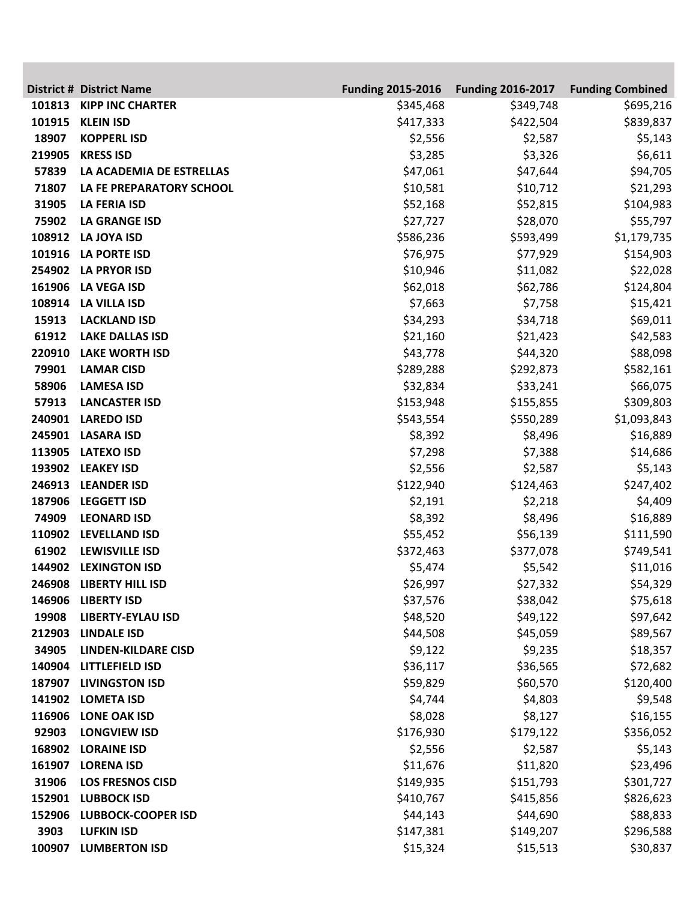| District # | District Name | Funding 2015-2016 | Funding 2016-2017 | Funding Combined |
|---|---|---|---|---|
| 101813 | KIPP INC CHARTER | $345,468 | $349,748 | $695,216 |
| 101915 | KLEIN ISD | $417,333 | $422,504 | $839,837 |
| 18907 | KOPPERL ISD | $2,556 | $2,587 | $5,143 |
| 219905 | KRESS ISD | $3,285 | $3,326 | $6,611 |
| 57839 | LA ACADEMIA DE ESTRELLAS | $47,061 | $47,644 | $94,705 |
| 71807 | LA FE PREPARATORY SCHOOL | $10,581 | $10,712 | $21,293 |
| 31905 | LA FERIA ISD | $52,168 | $52,815 | $104,983 |
| 75902 | LA GRANGE ISD | $27,727 | $28,070 | $55,797 |
| 108912 | LA JOYA ISD | $586,236 | $593,499 | $1,179,735 |
| 101916 | LA PORTE ISD | $76,975 | $77,929 | $154,903 |
| 254902 | LA PRYOR ISD | $10,946 | $11,082 | $22,028 |
| 161906 | LA VEGA ISD | $62,018 | $62,786 | $124,804 |
| 108914 | LA VILLA ISD | $7,663 | $7,758 | $15,421 |
| 15913 | LACKLAND ISD | $34,293 | $34,718 | $69,011 |
| 61912 | LAKE DALLAS ISD | $21,160 | $21,423 | $42,583 |
| 220910 | LAKE WORTH ISD | $43,778 | $44,320 | $88,098 |
| 79901 | LAMAR CISD | $289,288 | $292,873 | $582,161 |
| 58906 | LAMESA ISD | $32,834 | $33,241 | $66,075 |
| 57913 | LANCASTER ISD | $153,948 | $155,855 | $309,803 |
| 240901 | LAREDO ISD | $543,554 | $550,289 | $1,093,843 |
| 245901 | LASARA ISD | $8,392 | $8,496 | $16,889 |
| 113905 | LATEXO ISD | $7,298 | $7,388 | $14,686 |
| 193902 | LEAKEY ISD | $2,556 | $2,587 | $5,143 |
| 246913 | LEANDER ISD | $122,940 | $124,463 | $247,402 |
| 187906 | LEGGETT ISD | $2,191 | $2,218 | $4,409 |
| 74909 | LEONARD ISD | $8,392 | $8,496 | $16,889 |
| 110902 | LEVELLAND ISD | $55,452 | $56,139 | $111,590 |
| 61902 | LEWISVILLE ISD | $372,463 | $377,078 | $749,541 |
| 144902 | LEXINGTON ISD | $5,474 | $5,542 | $11,016 |
| 246908 | LIBERTY HILL ISD | $26,997 | $27,332 | $54,329 |
| 146906 | LIBERTY ISD | $37,576 | $38,042 | $75,618 |
| 19908 | LIBERTY-EYLAU ISD | $48,520 | $49,122 | $97,642 |
| 212903 | LINDALE ISD | $44,508 | $45,059 | $89,567 |
| 34905 | LINDEN-KILDARE CISD | $9,122 | $9,235 | $18,357 |
| 140904 | LITTLEFIELD ISD | $36,117 | $36,565 | $72,682 |
| 187907 | LIVINGSTON ISD | $59,829 | $60,570 | $120,400 |
| 141902 | LOMETA ISD | $4,744 | $4,803 | $9,548 |
| 116906 | LONE OAK ISD | $8,028 | $8,127 | $16,155 |
| 92903 | LONGVIEW ISD | $176,930 | $179,122 | $356,052 |
| 168902 | LORAINE ISD | $2,556 | $2,587 | $5,143 |
| 161907 | LORENA ISD | $11,676 | $11,820 | $23,496 |
| 31906 | LOS FRESNOS CISD | $149,935 | $151,793 | $301,727 |
| 152901 | LUBBOCK ISD | $410,767 | $415,856 | $826,623 |
| 152906 | LUBBOCK-COOPER ISD | $44,143 | $44,690 | $88,833 |
| 3903 | LUFKIN ISD | $147,381 | $149,207 | $296,588 |
| 100907 | LUMBERTON ISD | $15,324 | $15,513 | $30,837 |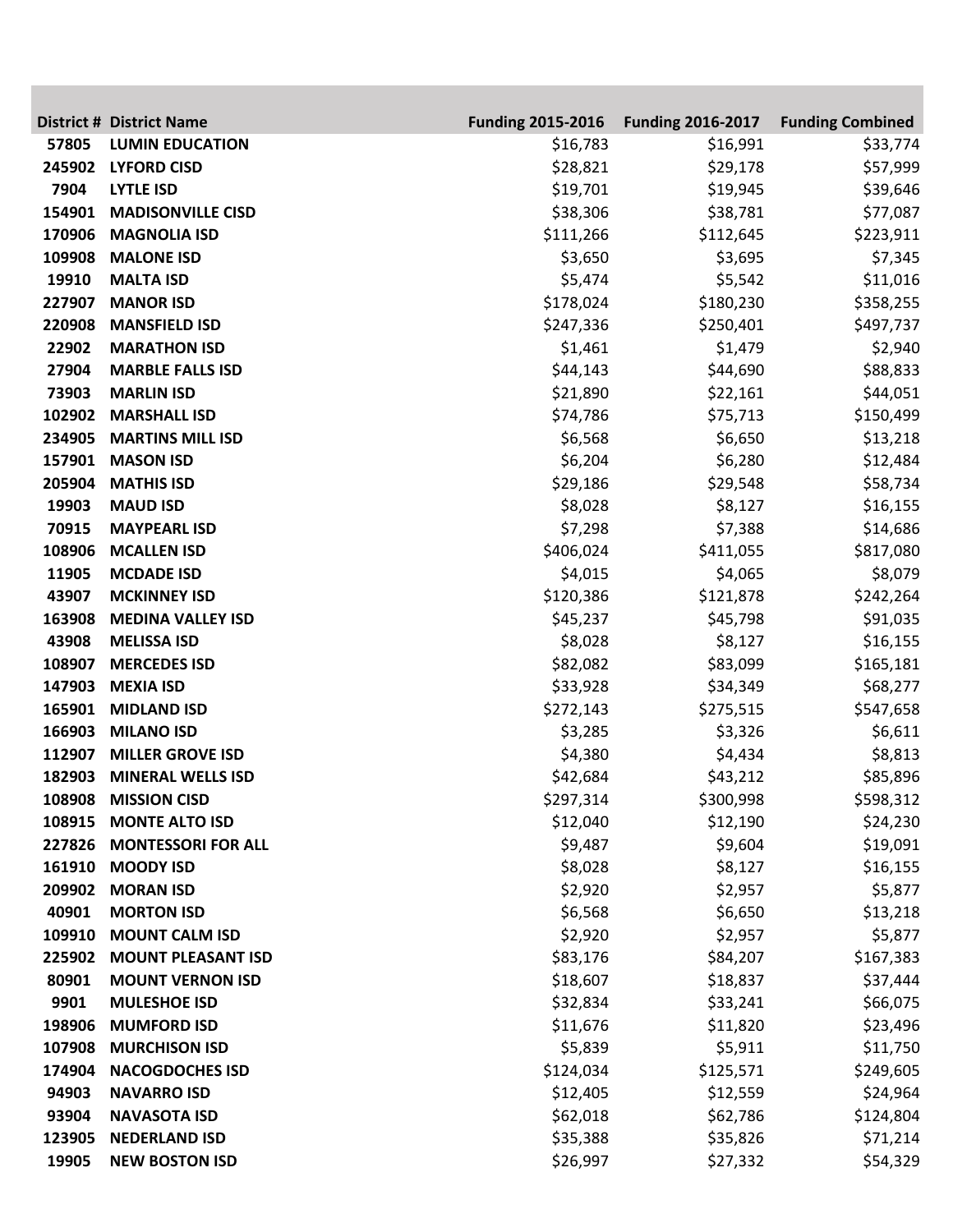| District # | District Name | Funding 2015-2016 | Funding 2016-2017 | Funding Combined |
|---|---|---|---|---|
| 57805 | LUMIN EDUCATION | $16,783 | $16,991 | $33,774 |
| 245902 | LYFORD CISD | $28,821 | $29,178 | $57,999 |
| 7904 | LYTLE ISD | $19,701 | $19,945 | $39,646 |
| 154901 | MADISONVILLE CISD | $38,306 | $38,781 | $77,087 |
| 170906 | MAGNOLIA ISD | $111,266 | $112,645 | $223,911 |
| 109908 | MALONE ISD | $3,650 | $3,695 | $7,345 |
| 19910 | MALTA ISD | $5,474 | $5,542 | $11,016 |
| 227907 | MANOR ISD | $178,024 | $180,230 | $358,255 |
| 220908 | MANSFIELD ISD | $247,336 | $250,401 | $497,737 |
| 22902 | MARATHON ISD | $1,461 | $1,479 | $2,940 |
| 27904 | MARBLE FALLS ISD | $44,143 | $44,690 | $88,833 |
| 73903 | MARLIN ISD | $21,890 | $22,161 | $44,051 |
| 102902 | MARSHALL ISD | $74,786 | $75,713 | $150,499 |
| 234905 | MARTINS MILL ISD | $6,568 | $6,650 | $13,218 |
| 157901 | MASON ISD | $6,204 | $6,280 | $12,484 |
| 205904 | MATHIS ISD | $29,186 | $29,548 | $58,734 |
| 19903 | MAUD ISD | $8,028 | $8,127 | $16,155 |
| 70915 | MAYPEARL ISD | $7,298 | $7,388 | $14,686 |
| 108906 | MCALLEN ISD | $406,024 | $411,055 | $817,080 |
| 11905 | MCDADE ISD | $4,015 | $4,065 | $8,079 |
| 43907 | MCKINNEY ISD | $120,386 | $121,878 | $242,264 |
| 163908 | MEDINA VALLEY ISD | $45,237 | $45,798 | $91,035 |
| 43908 | MELISSA ISD | $8,028 | $8,127 | $16,155 |
| 108907 | MERCEDES ISD | $82,082 | $83,099 | $165,181 |
| 147903 | MEXIA ISD | $33,928 | $34,349 | $68,277 |
| 165901 | MIDLAND ISD | $272,143 | $275,515 | $547,658 |
| 166903 | MILANO ISD | $3,285 | $3,326 | $6,611 |
| 112907 | MILLER GROVE ISD | $4,380 | $4,434 | $8,813 |
| 182903 | MINERAL WELLS ISD | $42,684 | $43,212 | $85,896 |
| 108908 | MISSION CISD | $297,314 | $300,998 | $598,312 |
| 108915 | MONTE ALTO ISD | $12,040 | $12,190 | $24,230 |
| 227826 | MONTESSORI FOR ALL | $9,487 | $9,604 | $19,091 |
| 161910 | MOODY ISD | $8,028 | $8,127 | $16,155 |
| 209902 | MORAN ISD | $2,920 | $2,957 | $5,877 |
| 40901 | MORTON ISD | $6,568 | $6,650 | $13,218 |
| 109910 | MOUNT CALM ISD | $2,920 | $2,957 | $5,877 |
| 225902 | MOUNT PLEASANT ISD | $83,176 | $84,207 | $167,383 |
| 80901 | MOUNT VERNON ISD | $18,607 | $18,837 | $37,444 |
| 9901 | MULESHOE ISD | $32,834 | $33,241 | $66,075 |
| 198906 | MUMFORD ISD | $11,676 | $11,820 | $23,496 |
| 107908 | MURCHISON ISD | $5,839 | $5,911 | $11,750 |
| 174904 | NACOGDOCHES ISD | $124,034 | $125,571 | $249,605 |
| 94903 | NAVARRO ISD | $12,405 | $12,559 | $24,964 |
| 93904 | NAVASOTA ISD | $62,018 | $62,786 | $124,804 |
| 123905 | NEDERLAND ISD | $35,388 | $35,826 | $71,214 |
| 19905 | NEW BOSTON ISD | $26,997 | $27,332 | $54,329 |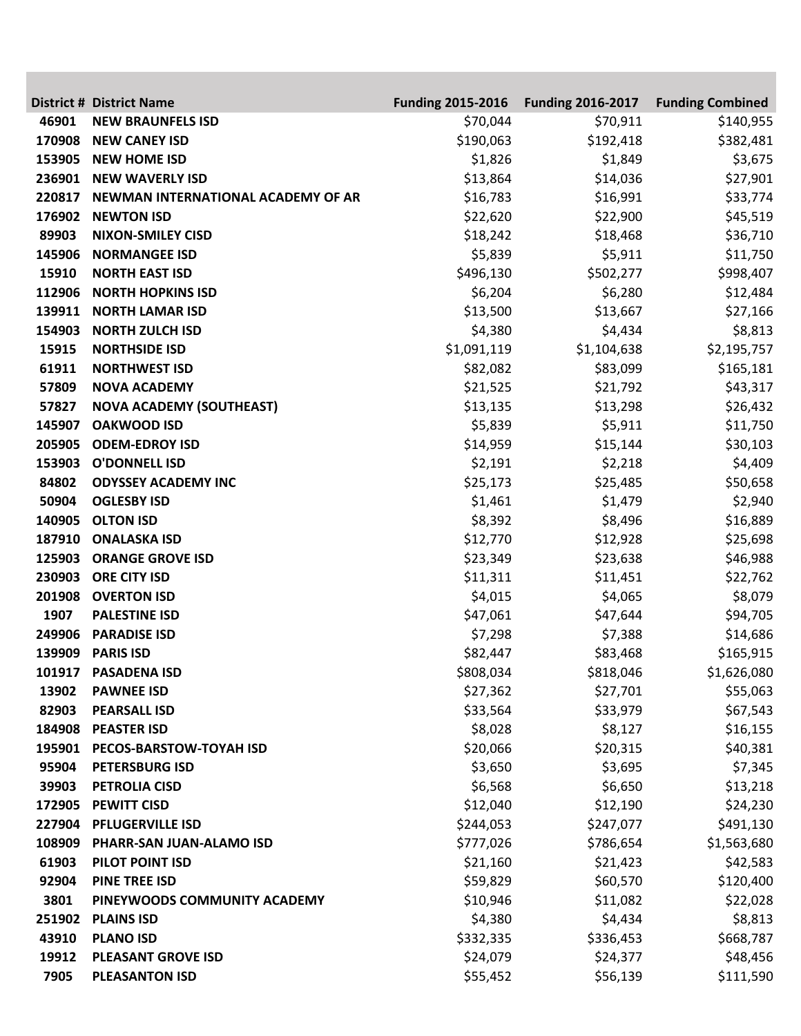| District # | District Name | Funding 2015-2016 | Funding 2016-2017 | Funding Combined |
|---|---|---|---|---|
| 46901 | NEW BRAUNFELS ISD | $70,044 | $70,911 | $140,955 |
| 170908 | NEW CANEY ISD | $190,063 | $192,418 | $382,481 |
| 153905 | NEW HOME ISD | $1,826 | $1,849 | $3,675 |
| 236901 | NEW WAVERLY ISD | $13,864 | $14,036 | $27,901 |
| 220817 | NEWMAN INTERNATIONAL ACADEMY OF AR | $16,783 | $16,991 | $33,774 |
| 176902 | NEWTON ISD | $22,620 | $22,900 | $45,519 |
| 89903 | NIXON-SMILEY CISD | $18,242 | $18,468 | $36,710 |
| 145906 | NORMANGEE ISD | $5,839 | $5,911 | $11,750 |
| 15910 | NORTH EAST ISD | $496,130 | $502,277 | $998,407 |
| 112906 | NORTH HOPKINS ISD | $6,204 | $6,280 | $12,484 |
| 139911 | NORTH LAMAR ISD | $13,500 | $13,667 | $27,166 |
| 154903 | NORTH ZULCH ISD | $4,380 | $4,434 | $8,813 |
| 15915 | NORTHSIDE ISD | $1,091,119 | $1,104,638 | $2,195,757 |
| 61911 | NORTHWEST ISD | $82,082 | $83,099 | $165,181 |
| 57809 | NOVA ACADEMY | $21,525 | $21,792 | $43,317 |
| 57827 | NOVA ACADEMY (SOUTHEAST) | $13,135 | $13,298 | $26,432 |
| 145907 | OAKWOOD ISD | $5,839 | $5,911 | $11,750 |
| 205905 | ODEM-EDROY ISD | $14,959 | $15,144 | $30,103 |
| 153903 | O'DONNELL ISD | $2,191 | $2,218 | $4,409 |
| 84802 | ODYSSEY ACADEMY INC | $25,173 | $25,485 | $50,658 |
| 50904 | OGLESBY ISD | $1,461 | $1,479 | $2,940 |
| 140905 | OLTON ISD | $8,392 | $8,496 | $16,889 |
| 187910 | ONALASKA ISD | $12,770 | $12,928 | $25,698 |
| 125903 | ORANGE GROVE ISD | $23,349 | $23,638 | $46,988 |
| 230903 | ORE CITY ISD | $11,311 | $11,451 | $22,762 |
| 201908 | OVERTON ISD | $4,015 | $4,065 | $8,079 |
| 1907 | PALESTINE ISD | $47,061 | $47,644 | $94,705 |
| 249906 | PARADISE ISD | $7,298 | $7,388 | $14,686 |
| 139909 | PARIS ISD | $82,447 | $83,468 | $165,915 |
| 101917 | PASADENA ISD | $808,034 | $818,046 | $1,626,080 |
| 13902 | PAWNEE ISD | $27,362 | $27,701 | $55,063 |
| 82903 | PEARSALL ISD | $33,564 | $33,979 | $67,543 |
| 184908 | PEASTER ISD | $8,028 | $8,127 | $16,155 |
| 195901 | PECOS-BARSTOW-TOYAH ISD | $20,066 | $20,315 | $40,381 |
| 95904 | PETERSBURG ISD | $3,650 | $3,695 | $7,345 |
| 39903 | PETROLIA CISD | $6,568 | $6,650 | $13,218 |
| 172905 | PEWITT CISD | $12,040 | $12,190 | $24,230 |
| 227904 | PFLUGERVILLE ISD | $244,053 | $247,077 | $491,130 |
| 108909 | PHARR-SAN JUAN-ALAMO ISD | $777,026 | $786,654 | $1,563,680 |
| 61903 | PILOT POINT ISD | $21,160 | $21,423 | $42,583 |
| 92904 | PINE TREE ISD | $59,829 | $60,570 | $120,400 |
| 3801 | PINEYWOODS COMMUNITY ACADEMY | $10,946 | $11,082 | $22,028 |
| 251902 | PLAINS ISD | $4,380 | $4,434 | $8,813 |
| 43910 | PLANO ISD | $332,335 | $336,453 | $668,787 |
| 19912 | PLEASANT GROVE ISD | $24,079 | $24,377 | $48,456 |
| 7905 | PLEASANTON ISD | $55,452 | $56,139 | $111,590 |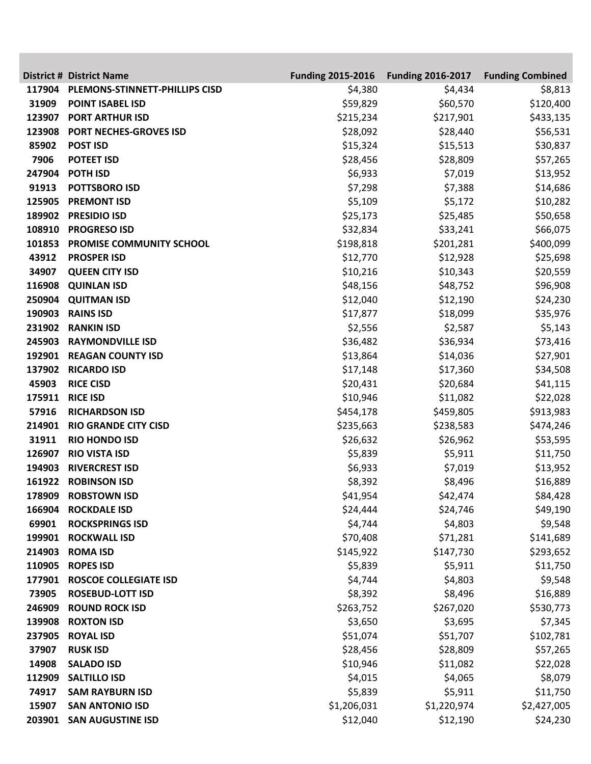| District # | District Name | Funding 2015-2016 | Funding 2016-2017 | Funding Combined |
| --- | --- | --- | --- | --- |
| 117904 | PLEMONS-STINNETT-PHILLIPS CISD | $4,380 | $4,434 | $8,813 |
| 31909 | POINT ISABEL ISD | $59,829 | $60,570 | $120,400 |
| 123907 | PORT ARTHUR ISD | $215,234 | $217,901 | $433,135 |
| 123908 | PORT NECHES-GROVES ISD | $28,092 | $28,440 | $56,531 |
| 85902 | POST ISD | $15,324 | $15,513 | $30,837 |
| 7906 | POTEET ISD | $28,456 | $28,809 | $57,265 |
| 247904 | POTH ISD | $6,933 | $7,019 | $13,952 |
| 91913 | POTTSBORO ISD | $7,298 | $7,388 | $14,686 |
| 125905 | PREMONT ISD | $5,109 | $5,172 | $10,282 |
| 189902 | PRESIDIO ISD | $25,173 | $25,485 | $50,658 |
| 108910 | PROGRESO ISD | $32,834 | $33,241 | $66,075 |
| 101853 | PROMISE COMMUNITY SCHOOL | $198,818 | $201,281 | $400,099 |
| 43912 | PROSPER ISD | $12,770 | $12,928 | $25,698 |
| 34907 | QUEEN CITY ISD | $10,216 | $10,343 | $20,559 |
| 116908 | QUINLAN ISD | $48,156 | $48,752 | $96,908 |
| 250904 | QUITMAN ISD | $12,040 | $12,190 | $24,230 |
| 190903 | RAINS ISD | $17,877 | $18,099 | $35,976 |
| 231902 | RANKIN ISD | $2,556 | $2,587 | $5,143 |
| 245903 | RAYMONDVILLE ISD | $36,482 | $36,934 | $73,416 |
| 192901 | REAGAN COUNTY ISD | $13,864 | $14,036 | $27,901 |
| 137902 | RICARDO ISD | $17,148 | $17,360 | $34,508 |
| 45903 | RICE CISD | $20,431 | $20,684 | $41,115 |
| 175911 | RICE ISD | $10,946 | $11,082 | $22,028 |
| 57916 | RICHARDSON ISD | $454,178 | $459,805 | $913,983 |
| 214901 | RIO GRANDE CITY CISD | $235,663 | $238,583 | $474,246 |
| 31911 | RIO HONDO ISD | $26,632 | $26,962 | $53,595 |
| 126907 | RIO VISTA ISD | $5,839 | $5,911 | $11,750 |
| 194903 | RIVERCREST ISD | $6,933 | $7,019 | $13,952 |
| 161922 | ROBINSON ISD | $8,392 | $8,496 | $16,889 |
| 178909 | ROBSTOWN ISD | $41,954 | $42,474 | $84,428 |
| 166904 | ROCKDALE ISD | $24,444 | $24,746 | $49,190 |
| 69901 | ROCKSPRINGS ISD | $4,744 | $4,803 | $9,548 |
| 199901 | ROCKWALL ISD | $70,408 | $71,281 | $141,689 |
| 214903 | ROMA ISD | $145,922 | $147,730 | $293,652 |
| 110905 | ROPES ISD | $5,839 | $5,911 | $11,750 |
| 177901 | ROSCOE COLLEGIATE ISD | $4,744 | $4,803 | $9,548 |
| 73905 | ROSEBUD-LOTT ISD | $8,392 | $8,496 | $16,889 |
| 246909 | ROUND ROCK ISD | $263,752 | $267,020 | $530,773 |
| 139908 | ROXTON ISD | $3,650 | $3,695 | $7,345 |
| 237905 | ROYAL ISD | $51,074 | $51,707 | $102,781 |
| 37907 | RUSK ISD | $28,456 | $28,809 | $57,265 |
| 14908 | SALADO ISD | $10,946 | $11,082 | $22,028 |
| 112909 | SALTILLO ISD | $4,015 | $4,065 | $8,079 |
| 74917 | SAM RAYBURN ISD | $5,839 | $5,911 | $11,750 |
| 15907 | SAN ANTONIO ISD | $1,206,031 | $1,220,974 | $2,427,005 |
| 203901 | SAN AUGUSTINE ISD | $12,040 | $12,190 | $24,230 |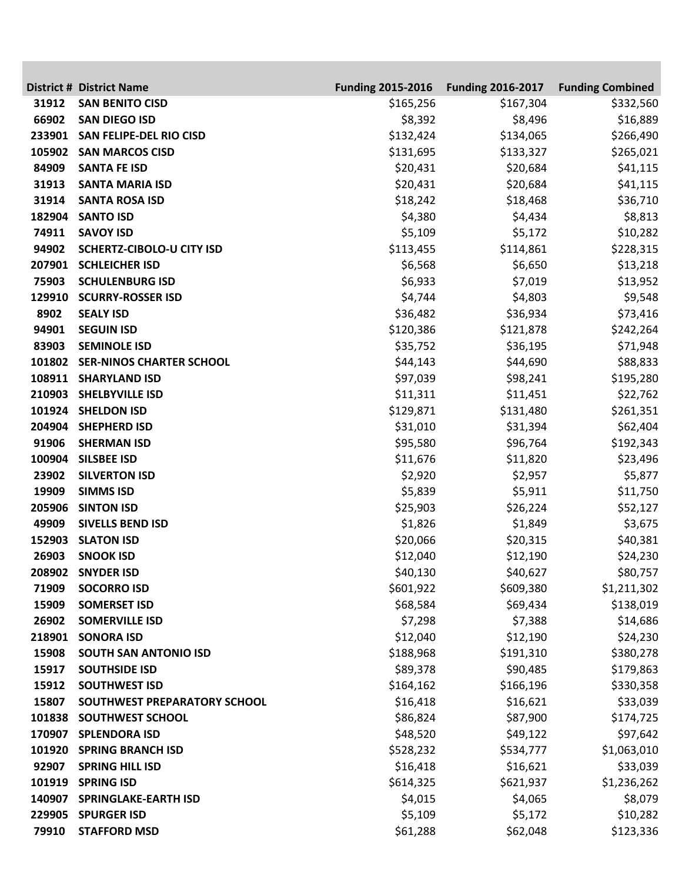| District # | District Name | Funding 2015-2016 | Funding 2016-2017 | Funding Combined |
|---|---|---|---|---|
| 31912 | SAN BENITO CISD | $165,256 | $167,304 | $332,560 |
| 66902 | SAN DIEGO ISD | $8,392 | $8,496 | $16,889 |
| 233901 | SAN FELIPE-DEL RIO CISD | $132,424 | $134,065 | $266,490 |
| 105902 | SAN MARCOS CISD | $131,695 | $133,327 | $265,021 |
| 84909 | SANTA FE ISD | $20,431 | $20,684 | $41,115 |
| 31913 | SANTA MARIA ISD | $20,431 | $20,684 | $41,115 |
| 31914 | SANTA ROSA ISD | $18,242 | $18,468 | $36,710 |
| 182904 | SANTO ISD | $4,380 | $4,434 | $8,813 |
| 74911 | SAVOY ISD | $5,109 | $5,172 | $10,282 |
| 94902 | SCHERTZ-CIBOLO-U CITY ISD | $113,455 | $114,861 | $228,315 |
| 207901 | SCHLEICHER ISD | $6,568 | $6,650 | $13,218 |
| 75903 | SCHULENBURG ISD | $6,933 | $7,019 | $13,952 |
| 129910 | SCURRY-ROSSER ISD | $4,744 | $4,803 | $9,548 |
| 8902 | SEALY ISD | $36,482 | $36,934 | $73,416 |
| 94901 | SEGUIN ISD | $120,386 | $121,878 | $242,264 |
| 83903 | SEMINOLE ISD | $35,752 | $36,195 | $71,948 |
| 101802 | SER-NINOS CHARTER SCHOOL | $44,143 | $44,690 | $88,833 |
| 108911 | SHARYLAND ISD | $97,039 | $98,241 | $195,280 |
| 210903 | SHELBYVILLE ISD | $11,311 | $11,451 | $22,762 |
| 101924 | SHELDON ISD | $129,871 | $131,480 | $261,351 |
| 204904 | SHEPHERD ISD | $31,010 | $31,394 | $62,404 |
| 91906 | SHERMAN ISD | $95,580 | $96,764 | $192,343 |
| 100904 | SILSBEE ISD | $11,676 | $11,820 | $23,496 |
| 23902 | SILVERTON ISD | $2,920 | $2,957 | $5,877 |
| 19909 | SIMMS ISD | $5,839 | $5,911 | $11,750 |
| 205906 | SINTON ISD | $25,903 | $26,224 | $52,127 |
| 49909 | SIVELLS BEND ISD | $1,826 | $1,849 | $3,675 |
| 152903 | SLATON ISD | $20,066 | $20,315 | $40,381 |
| 26903 | SNOOK ISD | $12,040 | $12,190 | $24,230 |
| 208902 | SNYDER ISD | $40,130 | $40,627 | $80,757 |
| 71909 | SOCORRO ISD | $601,922 | $609,380 | $1,211,302 |
| 15909 | SOMERSET ISD | $68,584 | $69,434 | $138,019 |
| 26902 | SOMERVILLE ISD | $7,298 | $7,388 | $14,686 |
| 218901 | SONORA ISD | $12,040 | $12,190 | $24,230 |
| 15908 | SOUTH SAN ANTONIO ISD | $188,968 | $191,310 | $380,278 |
| 15917 | SOUTHSIDE ISD | $89,378 | $90,485 | $179,863 |
| 15912 | SOUTHWEST ISD | $164,162 | $166,196 | $330,358 |
| 15807 | SOUTHWEST PREPARATORY SCHOOL | $16,418 | $16,621 | $33,039 |
| 101838 | SOUTHWEST SCHOOL | $86,824 | $87,900 | $174,725 |
| 170907 | SPLENDORA ISD | $48,520 | $49,122 | $97,642 |
| 101920 | SPRING BRANCH ISD | $528,232 | $534,777 | $1,063,010 |
| 92907 | SPRING HILL ISD | $16,418 | $16,621 | $33,039 |
| 101919 | SPRING ISD | $614,325 | $621,937 | $1,236,262 |
| 140907 | SPRINGLAKE-EARTH ISD | $4,015 | $4,065 | $8,079 |
| 229905 | SPURGER ISD | $5,109 | $5,172 | $10,282 |
| 79910 | STAFFORD MSD | $61,288 | $62,048 | $123,336 |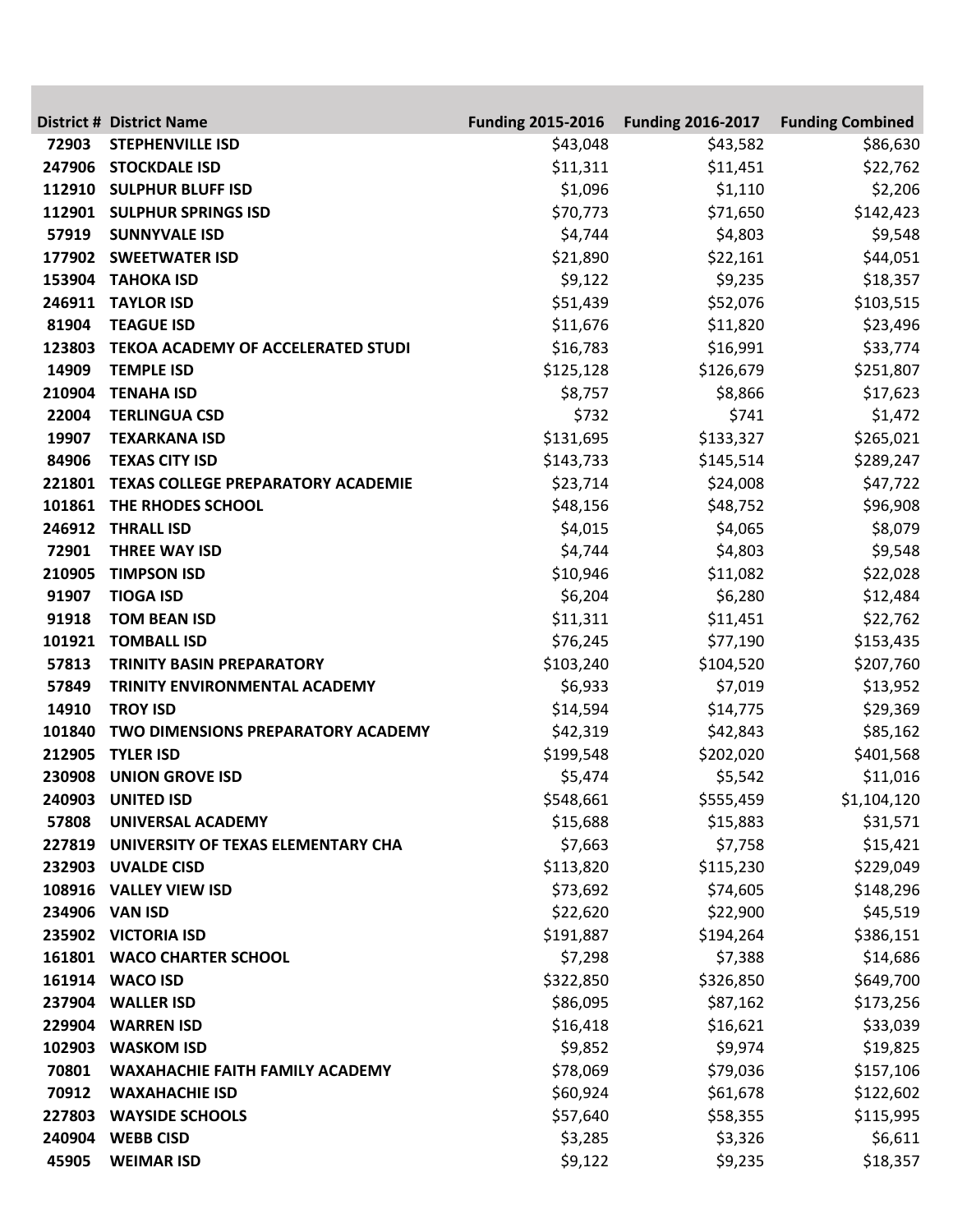| District # | District Name | Funding 2015-2016 | Funding 2016-2017 | Funding Combined |
|---|---|---|---|---|
| 72903 | STEPHENVILLE ISD | $43,048 | $43,582 | $86,630 |
| 247906 | STOCKDALE ISD | $11,311 | $11,451 | $22,762 |
| 112910 | SULPHUR BLUFF ISD | $1,096 | $1,110 | $2,206 |
| 112901 | SULPHUR SPRINGS ISD | $70,773 | $71,650 | $142,423 |
| 57919 | SUNNYVALE ISD | $4,744 | $4,803 | $9,548 |
| 177902 | SWEETWATER ISD | $21,890 | $22,161 | $44,051 |
| 153904 | TAHOKA ISD | $9,122 | $9,235 | $18,357 |
| 246911 | TAYLOR ISD | $51,439 | $52,076 | $103,515 |
| 81904 | TEAGUE ISD | $11,676 | $11,820 | $23,496 |
| 123803 | TEKOA ACADEMY OF ACCELERATED STUDI | $16,783 | $16,991 | $33,774 |
| 14909 | TEMPLE ISD | $125,128 | $126,679 | $251,807 |
| 210904 | TENAHA ISD | $8,757 | $8,866 | $17,623 |
| 22004 | TERLINGUA CSD | $732 | $741 | $1,472 |
| 19907 | TEXARKANA ISD | $131,695 | $133,327 | $265,021 |
| 84906 | TEXAS CITY ISD | $143,733 | $145,514 | $289,247 |
| 221801 | TEXAS COLLEGE PREPARATORY ACADEMIE | $23,714 | $24,008 | $47,722 |
| 101861 | THE RHODES SCHOOL | $48,156 | $48,752 | $96,908 |
| 246912 | THRALL ISD | $4,015 | $4,065 | $8,079 |
| 72901 | THREE WAY ISD | $4,744 | $4,803 | $9,548 |
| 210905 | TIMPSON ISD | $10,946 | $11,082 | $22,028 |
| 91907 | TIOGA ISD | $6,204 | $6,280 | $12,484 |
| 91918 | TOM BEAN ISD | $11,311 | $11,451 | $22,762 |
| 101921 | TOMBALL ISD | $76,245 | $77,190 | $153,435 |
| 57813 | TRINITY BASIN PREPARATORY | $103,240 | $104,520 | $207,760 |
| 57849 | TRINITY ENVIRONMENTAL ACADEMY | $6,933 | $7,019 | $13,952 |
| 14910 | TROY ISD | $14,594 | $14,775 | $29,369 |
| 101840 | TWO DIMENSIONS PREPARATORY ACADEMY | $42,319 | $42,843 | $85,162 |
| 212905 | TYLER ISD | $199,548 | $202,020 | $401,568 |
| 230908 | UNION GROVE ISD | $5,474 | $5,542 | $11,016 |
| 240903 | UNITED ISD | $548,661 | $555,459 | $1,104,120 |
| 57808 | UNIVERSAL ACADEMY | $15,688 | $15,883 | $31,571 |
| 227819 | UNIVERSITY OF TEXAS ELEMENTARY CHA | $7,663 | $7,758 | $15,421 |
| 232903 | UVALDE CISD | $113,820 | $115,230 | $229,049 |
| 108916 | VALLEY VIEW ISD | $73,692 | $74,605 | $148,296 |
| 234906 | VAN ISD | $22,620 | $22,900 | $45,519 |
| 235902 | VICTORIA ISD | $191,887 | $194,264 | $386,151 |
| 161801 | WACO CHARTER SCHOOL | $7,298 | $7,388 | $14,686 |
| 161914 | WACO ISD | $322,850 | $326,850 | $649,700 |
| 237904 | WALLER ISD | $86,095 | $87,162 | $173,256 |
| 229904 | WARREN ISD | $16,418 | $16,621 | $33,039 |
| 102903 | WASKOM ISD | $9,852 | $9,974 | $19,825 |
| 70801 | WAXAHACHIE FAITH FAMILY ACADEMY | $78,069 | $79,036 | $157,106 |
| 70912 | WAXAHACHIE ISD | $60,924 | $61,678 | $122,602 |
| 227803 | WAYSIDE SCHOOLS | $57,640 | $58,355 | $115,995 |
| 240904 | WEBB CISD | $3,285 | $3,326 | $6,611 |
| 45905 | WEIMAR ISD | $9,122 | $9,235 | $18,357 |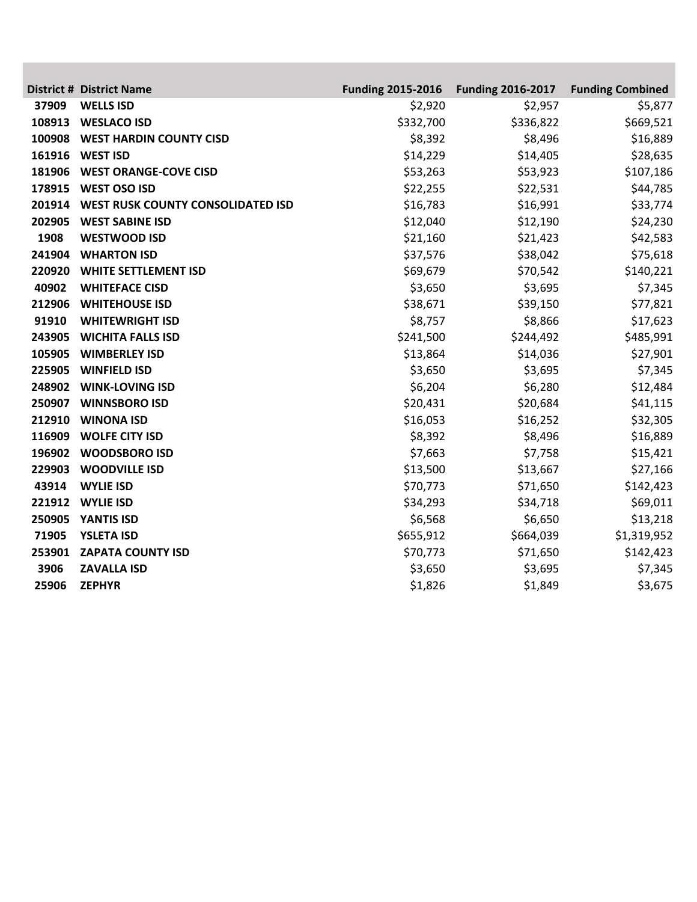| District # | District Name | Funding 2015-2016 | Funding 2016-2017 | Funding Combined |
|---|---|---|---|---|
| 37909 | WELLS ISD | $2,920 | $2,957 | $5,877 |
| 108913 | WESLACO ISD | $332,700 | $336,822 | $669,521 |
| 100908 | WEST HARDIN COUNTY CISD | $8,392 | $8,496 | $16,889 |
| 161916 | WEST ISD | $14,229 | $14,405 | $28,635 |
| 181906 | WEST ORANGE-COVE CISD | $53,263 | $53,923 | $107,186 |
| 178915 | WEST OSO ISD | $22,255 | $22,531 | $44,785 |
| 201914 | WEST RUSK COUNTY CONSOLIDATED ISD | $16,783 | $16,991 | $33,774 |
| 202905 | WEST SABINE ISD | $12,040 | $12,190 | $24,230 |
| 1908 | WESTWOOD ISD | $21,160 | $21,423 | $42,583 |
| 241904 | WHARTON ISD | $37,576 | $38,042 | $75,618 |
| 220920 | WHITE SETTLEMENT ISD | $69,679 | $70,542 | $140,221 |
| 40902 | WHITEFACE CISD | $3,650 | $3,695 | $7,345 |
| 212906 | WHITEHOUSE ISD | $38,671 | $39,150 | $77,821 |
| 91910 | WHITEWRIGHT ISD | $8,757 | $8,866 | $17,623 |
| 243905 | WICHITA FALLS ISD | $241,500 | $244,492 | $485,991 |
| 105905 | WIMBERLEY ISD | $13,864 | $14,036 | $27,901 |
| 225905 | WINFIELD ISD | $3,650 | $3,695 | $7,345 |
| 248902 | WINK-LOVING ISD | $6,204 | $6,280 | $12,484 |
| 250907 | WINNSBORO ISD | $20,431 | $20,684 | $41,115 |
| 212910 | WINONA ISD | $16,053 | $16,252 | $32,305 |
| 116909 | WOLFE CITY ISD | $8,392 | $8,496 | $16,889 |
| 196902 | WOODSBORO ISD | $7,663 | $7,758 | $15,421 |
| 229903 | WOODVILLE ISD | $13,500 | $13,667 | $27,166 |
| 43914 | WYLIE ISD | $70,773 | $71,650 | $142,423 |
| 221912 | WYLIE ISD | $34,293 | $34,718 | $69,011 |
| 250905 | YANTIS ISD | $6,568 | $6,650 | $13,218 |
| 71905 | YSLETA ISD | $655,912 | $664,039 | $1,319,952 |
| 253901 | ZAPATA COUNTY ISD | $70,773 | $71,650 | $142,423 |
| 3906 | ZAVALLA ISD | $3,650 | $3,695 | $7,345 |
| 25906 | ZEPHYR | $1,826 | $1,849 | $3,675 |